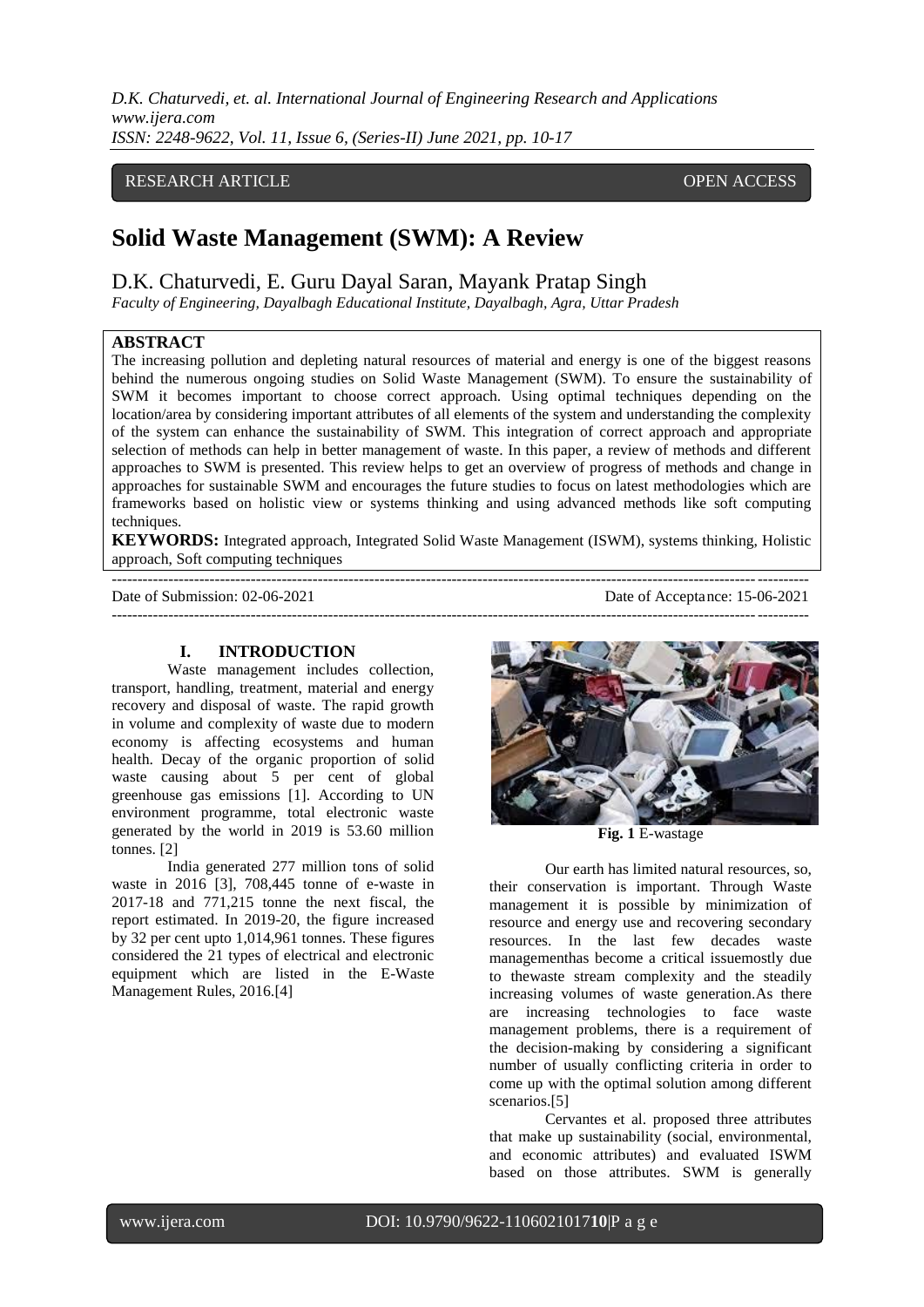RESEARCH ARTICLE OPEN ACCESS

# Solid Waste Management (SWM): A Review

D.K. Chaturvedi, E. Guru Dayal Saran, Mayank Pratap Singh

*Faculty of Engineering, Dayalbagh Educational Institute, Dayalbagh, Agra, Uttar Pradesh*

## ABSTRACT

The increasing pollution and depleting natural resources of material and energy is one of the biggest reasons behind the numerous ongoing studies on Solid Waste Management (SWM). To ensure the sustainability of SWM it becomes important to choose correct approach. Using optimal techniques depending on the location/area by considering important attributes of all elements of the system and understanding the complexity of the system can enhance the sustainability of SWM. This integration of correct approach and appropriate selection of methods can help in better management of waste. In this paper, a review of methods and different approaches to SWM is presented. This review helps to get an overview of progress of methods and change in approaches for sustainable SWM and encourages the future studies to focus on latest methodologies which are frameworks based on holistic view or systems thinking and using advanced methods like soft computing techniques.

**KEYWORDS:** Integrated approach, Integrated Solid Waste Management (ISWM), systems thinking, Holistic approach, Soft computing techniques

Date of Submission: 02-06-2021 Date of Acceptance: 15-06-2021

## I. INTRODUCTION

Waste management includes collection, transport, handling, treatment, material and energy recovery and disposal of waste. The rapid growth in volume and complexity of waste due to modern economy is affecting ecosystems and human health. Decay of the organic proportion of solid waste causing about 5 per cent of global greenhouse gas emissions [1]. According to UN environment programme, total electronic waste generated by the world in 2019 is 53.60 million tonnes. [2]

India generated 277 million tons of solid waste in 2016 [3], 708,445 tonne of e-waste in 2017-18 and 771,215 tonne the next fiscal, the report estimated. In 2019-20, the figure increased by 32 per cent upto 1,014,961 tonnes. These figures considered the 21 types of electrical and electronic equipment which are listed in the E-Waste Management Rules, 2016.[4]

**Fig. 1** E-wastage

Our earth has limited natural resources, so, their conservation is important. Through Waste management it is possible by minimization of resource and energy use and recovering secondary resources. In the last few decades waste managementhas become a critical issuemostly due to thewaste stream complexity and the steadily increasing volumes of waste generation.As there are increasing technologies to face waste management problems, there is a requirement of the decision-making by considering a significant number of usually conflicting criteria in order to come up with the optimal solution among different scenarios.[5]

Cervantes et al. proposed three attributes that make up sustainability (social, environmental, and economic attributes) and evaluated ISWM based on those attributes. SWM is generally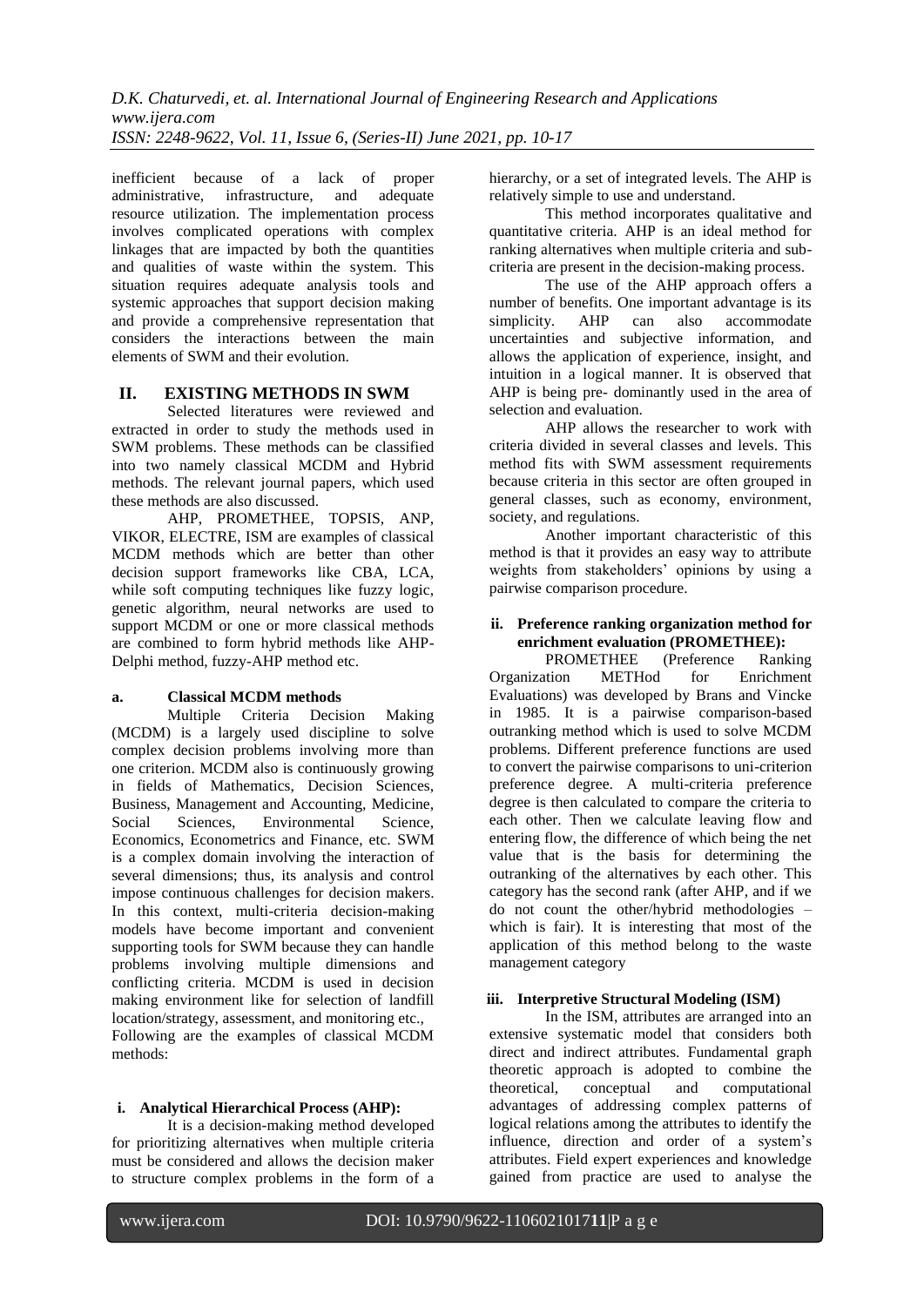inefficient because of a lack of proper administrative, infrastructure, and adequate resource utilization. The implementation process involves complicated operations with complex linkages that are impacted by both the quantities and qualities of waste within the system. This situation requires adequate analysis tools and systemic approaches that support decision making and provide a comprehensive representation that considers the interactions between the main elements of SWM and their evolution.

## II. EXISTING METHODS IN SWM

Selected literatures were reviewed and extracted in order to study the methods used in SWM problems. These methods can be classified into two namely classical MCDM and Hybrid methods. The relevant journal papers, which used these methods are also discussed.

AHP, PROMETHEE, TOPSIS, ANP, VIKOR, ELECTRE, ISM are examples of classical MCDM methods which are better than other decision support frameworks like CBA, LCA, while soft computing techniques like fuzzy logic, genetic algorithm, neural networks are used to support MCDM or one or more classical methods are combined to form hybrid methods like AHP-Delphi method, fuzzy-AHP method etc.

### a. Classical MCDM methods

Multiple Criteria Decision Making (MCDM) is a largely used discipline to solve complex decision problems involving more than one criterion. MCDM also is continuously growing in fields of Mathematics, Decision Sciences, Business, Management and Accounting, Medicine, Social Sciences, Environmental Science, Economics, Econometrics and Finance, etc. SWM is a complex domain involving the interaction of several dimensions; thus, its analysis and control impose continuous challenges for decision makers. In this context, multi-criteria decision-making models have become important and convenient supporting tools for SWM because they can handle problems involving multiple dimensions and conflicting criteria. MCDM is used in decision making environment like for selection of landfill location/strategy, assessment, and monitoring etc., Following are the examples of classical MCDM methods:

#### i. Analytical Hierarchical Process (AHP):

It is a decision-making method developed for prioritizing alternatives when multiple criteria must be considered and allows the decision maker to structure complex problems in the form of a hierarchy, or a set of integrated levels. The AHP is relatively simple to use and understand.

This method incorporates qualitative and quantitative criteria. AHP is an ideal method for ranking alternatives when multiple criteria and sub-criteria are present in the decision-making process.

The use of the AHP approach offers a number of benefits. One important advantage is its simplicity. AHP can also accommodate uncertainties and subjective information, and allows the application of experience, insight, and intuition in a logical manner. It is observed that AHP is being pre- dominantly used in the area of selection and evaluation.

AHP allows the researcher to work with criteria divided in several classes and levels. This method fits with SWM assessment requirements because criteria in this sector are often grouped in general classes, such as economy, environment, society, and regulations.

Another important characteristic of this method is that it provides an easy way to attribute weights from stakeholders' opinions by using a pairwise comparison procedure.

#### ii. Preference ranking organization method for enrichment evaluation (PROMETHEE):

PROMETHEE (Preference Ranking Organization METHod for Enrichment Evaluations) was developed by Brans and Vincke in 1985. It is a pairwise comparison-based outranking method which is used to solve MCDM problems. Different preference functions are used to convert the pairwise comparisons to uni-criterion preference degree. A multi-criteria preference degree is then calculated to compare the criteria to each other. Then we calculate leaving flow and entering flow, the difference of which being the net value that is the basis for determining the outranking of the alternatives by each other. This category has the second rank (after AHP, and if we do not count the other/hybrid methodologies – which is fair). It is interesting that most of the application of this method belong to the waste management category

#### iii. Interpretive Structural Modeling (ISM)

In the ISM, attributes are arranged into an extensive systematic model that considers both direct and indirect attributes. Fundamental graph theoretic approach is adopted to combine the theoretical, conceptual and computational advantages of addressing complex patterns of logical relations among the attributes to identify the influence, direction and order of a system's attributes. Field expert experiences and knowledge gained from practice are used to analyse the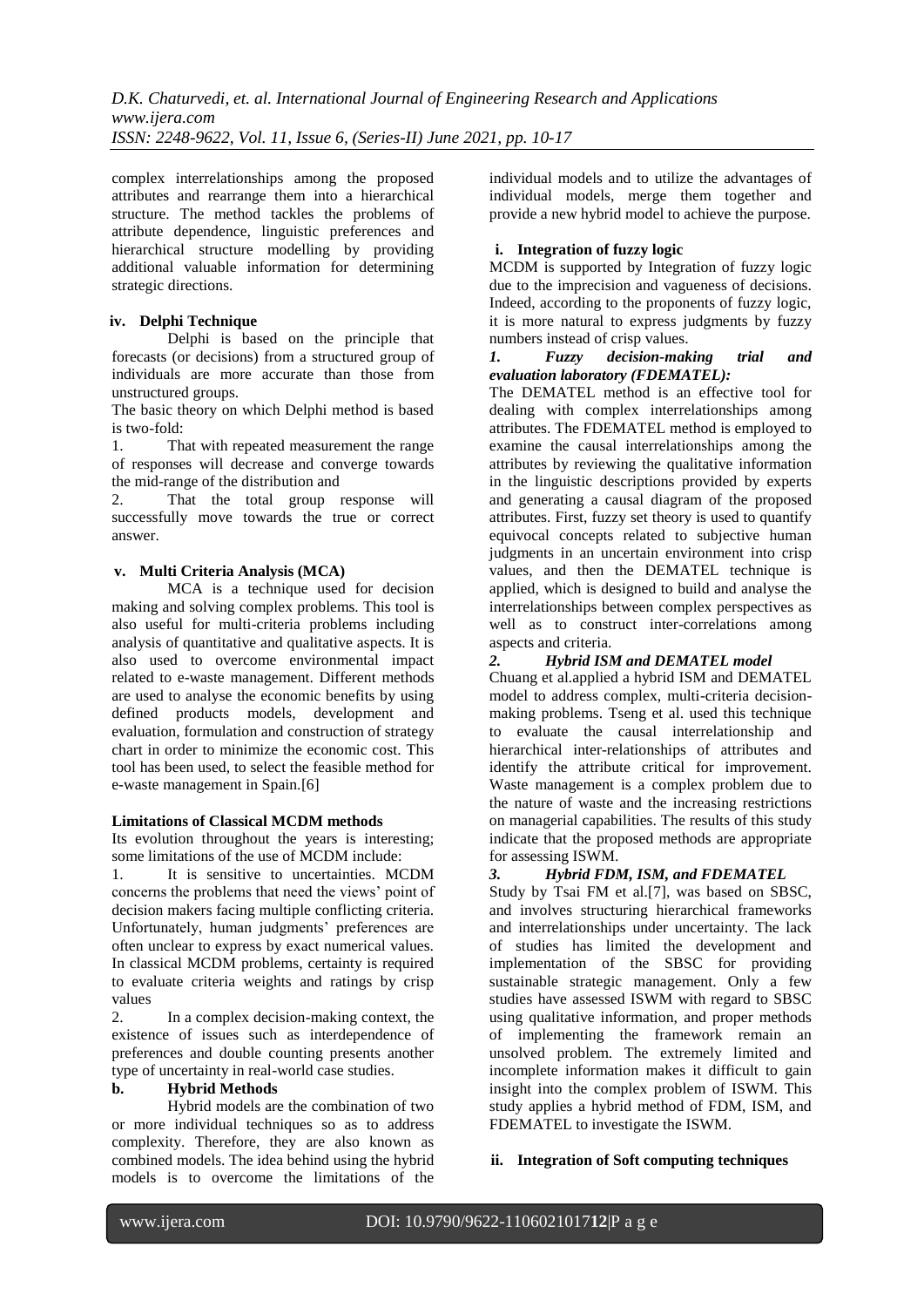complex interrelationships among the proposed attributes and rearrange them into a hierarchical structure. The method tackles the problems of attribute dependence, linguistic preferences and hierarchical structure modelling by providing additional valuable information for determining strategic directions.

#### iv. Delphi Technique

Delphi is based on the principle that forecasts (or decisions) from a structured group of individuals are more accurate than those from unstructured groups.

The basic theory on which Delphi method is based is two-fold:

1. That with repeated measurement the range of responses will decrease and converge towards the mid-range of the distribution and
2. That the total group response will successfully move towards the true or correct answer.

#### v. Multi Criteria Analysis (MCA)

MCA is a technique used for decision making and solving complex problems. This tool is also useful for multi-criteria problems including analysis of quantitative and qualitative aspects. It is also used to overcome environmental impact related to e-waste management. Different methods are used to analyse the economic benefits by using defined products models, development and evaluation, formulation and construction of strategy chart in order to minimize the economic cost. This tool has been used, to select the feasible method for e-waste management in Spain.[6]

#### Limitations of Classical MCDM methods

Its evolution throughout the years is interesting; some limitations of the use of MCDM include:

1. It is sensitive to uncertainties. MCDM concerns the problems that need the views' point of decision makers facing multiple conflicting criteria. Unfortunately, human judgments' preferences are often unclear to express by exact numerical values. In classical MCDM problems, certainty is required to evaluate criteria weights and ratings by crisp values
2. In a complex decision-making context, the existence of issues such as interdependence of preferences and double counting presents another type of uncertainty in real-world case studies.

### b. Hybrid Methods

Hybrid models are the combination of two or more individual techniques so as to address complexity. Therefore, they are also known as combined models. The idea behind using the hybrid models is to overcome the limitations of the individual models and to utilize the advantages of individual models, merge them together and provide a new hybrid model to achieve the purpose.

#### i. Integration of fuzzy logic

MCDM is supported by Integration of fuzzy logic due to the imprecision and vagueness of decisions. Indeed, according to the proponents of fuzzy logic, it is more natural to express judgments by fuzzy numbers instead of crisp values.

##### *1. Fuzzy decision-making trial and evaluation laboratory (FDEMATEL):*

The DEMATEL method is an effective tool for dealing with complex interrelationships among attributes. The FDEMATEL method is employed to examine the causal interrelationships among the attributes by reviewing the qualitative information in the linguistic descriptions provided by experts and generating a causal diagram of the proposed attributes. First, fuzzy set theory is used to quantify equivocal concepts related to subjective human judgments in an uncertain environment into crisp values, and then the DEMATEL technique is applied, which is designed to build and analyse the interrelationships between complex perspectives as well as to construct inter-correlations among aspects and criteria.

##### *2. Hybrid ISM and DEMATEL model*

Chuang et al.applied a hybrid ISM and DEMATEL model to address complex, multi-criteria decision-making problems. Tseng et al. used this technique to evaluate the causal interrelationship and hierarchical inter-relationships of attributes and identify the attribute critical for improvement. Waste management is a complex problem due to the nature of waste and the increasing restrictions on managerial capabilities. The results of this study indicate that the proposed methods are appropriate for assessing ISWM.

##### *3. Hybrid FDM, ISM, and FDEMATEL*

Study by Tsai FM et al.[7], was based on SBSC, and involves structuring hierarchical frameworks and interrelationships under uncertainty. The lack of studies has limited the development and implementation of the SBSC for providing sustainable strategic management. Only a few studies have assessed ISWM with regard to SBSC using qualitative information, and proper methods of implementing the framework remain an unsolved problem. The extremely limited and incomplete information makes it difficult to gain insight into the complex problem of ISWM. This study applies a hybrid method of FDM, ISM, and FDEMATEL to investigate the ISWM.

#### ii. Integration of Soft computing techniques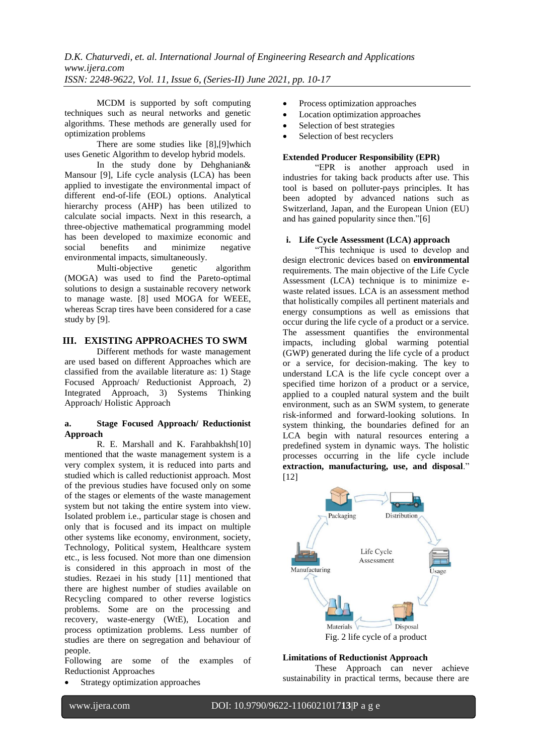MCDM is supported by soft computing techniques such as neural networks and genetic algorithms. These methods are generally used for optimization problems

There are some studies like [8],[9]which uses Genetic Algorithm to develop hybrid models.

In the study done by Dehghanian& Mansour [9], Life cycle analysis (LCA) has been applied to investigate the environmental impact of different end-of-life (EOL) options. Analytical hierarchy process (AHP) has been utilized to calculate social impacts. Next in this research, a three-objective mathematical programming model has been developed to maximize economic and social benefits and minimize negative environmental impacts, simultaneously.

Multi-objective genetic algorithm (MOGA) was used to find the Pareto-optimal solutions to design a sustainable recovery network to manage waste. [8] used MOGA for WEEE, whereas Scrap tires have been considered for a case study by [9].

## III. EXISTING APPROACHES TO SWM

Different methods for waste management are used based on different Approaches which are classified from the available literature as: 1) Stage Focused Approach/ Reductionist Approach, 2) Integrated Approach, 3) Systems Thinking Approach/ Holistic Approach

### a. Stage Focused Approach/ Reductionist Approach

R. E. Marshall and K. Farahbakhsh[10] mentioned that the waste management system is a very complex system, it is reduced into parts and studied which is called reductionist approach. Most of the previous studies have focused only on some of the stages or elements of the waste management system but not taking the entire system into view. Isolated problem i.e., particular stage is chosen and only that is focused and its impact on multiple other systems like economy, environment, society, Technology, Political system, Healthcare system etc., is less focused. Not more than one dimension is considered in this approach in most of the studies. Rezaei in his study [11] mentioned that there are highest number of studies available on Recycling compared to other reverse logistics problems. Some are on the processing and recovery, waste-energy (WtE), Location and process optimization problems. Less number of studies are there on segregation and behaviour of people.

Following are some of the examples of Reductionist Approaches

- Strategy optimization approaches
- Process optimization approaches
- Location optimization approaches
- Selection of best strategies
- Selection of best recyclers

**Extended Producer Responsibility (EPR)**

"EPR is another approach used in industries for taking back products after use. This tool is based on polluter-pays principles. It has been adopted by advanced nations such as Switzerland, Japan, and the European Union (EU) and has gained popularity since then."[6]

**i. Life Cycle Assessment (LCA) approach**

"This technique is used to develop and design electronic devices based on **environmental** requirements. The main objective of the Life Cycle Assessment (LCA) technique is to minimize e-waste related issues. LCA is an assessment method that holistically compiles all pertinent materials and energy consumptions as well as emissions that occur during the life cycle of a product or a service. The assessment quantifies the environmental impacts, including global warming potential (GWP) generated during the life cycle of a product or a service, for decision-making. The key to understand LCA is the life cycle concept over a specified time horizon of a product or a service, applied to a coupled natural system and the built environment, such as an SWM system, to generate risk-informed and forward-looking solutions. In system thinking, the boundaries defined for an LCA begin with natural resources entering a predefined system in dynamic ways. The holistic processes occurring in the life cycle include **extraction, manufacturing, use, and disposal**." [12]

Fig. 2 life cycle of a product

**Limitations of Reductionist Approach**

These Approach can never achieve sustainability in practical terms, because there are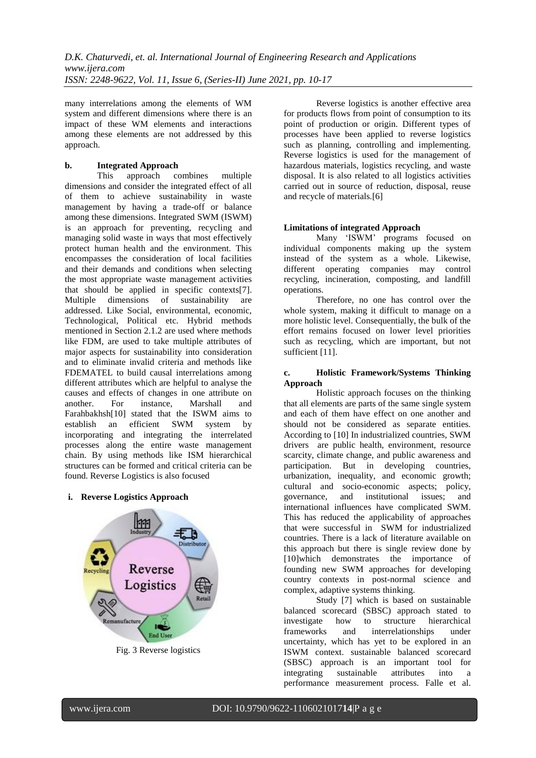many interrelations among the elements of WM system and different dimensions where there is an impact of these WM elements and interactions among these elements are not addressed by this approach.

**b. Integrated Approach**

This approach combines multiple dimensions and consider the integrated effect of all of them to achieve sustainability in waste management by having a trade-off or balance among these dimensions. Integrated SWM (ISWM) is an approach for preventing, recycling and managing solid waste in ways that most effectively protect human health and the environment. This encompasses the consideration of local facilities and their demands and conditions when selecting the most appropriate waste management activities that should be applied in specific contexts[7]. Multiple dimensions of sustainability are addressed. Like Social, environmental, economic, Technological, Political etc. Hybrid methods mentioned in Section 2.1.2 are used where methods like FDM, are used to take multiple attributes of major aspects for sustainability into consideration and to eliminate invalid criteria and methods like FDEMATEL to build causal interrelations among different attributes which are helpful to analyse the causes and effects of changes in one attribute on another. For instance, Marshall and Farahbakhsh[10] stated that the ISWM aims to establish an efficient SWM system by incorporating and integrating the interrelated processes along the entire waste management chain. By using methods like ISM hierarchical structures can be formed and critical criteria can be found. Reverse Logistics is also focused

**i. Reverse Logistics Approach**

Fig. 3 Reverse logistics

Reverse logistics is another effective area for products flows from point of consumption to its point of production or origin. Different types of processes have been applied to reverse logistics such as planning, controlling and implementing. Reverse logistics is used for the management of hazardous materials, logistics recycling, and waste disposal. It is also related to all logistics activities carried out in source of reduction, disposal, reuse and recycle of materials.[6]

**Limitations of integrated Approach**

Many 'ISWM' programs focused on individual components making up the system instead of the system as a whole. Likewise, different operating companies may control recycling, incineration, composting, and landfill operations.

Therefore, no one has control over the whole system, making it difficult to manage on a more holistic level. Consequentially, the bulk of the effort remains focused on lower level priorities such as recycling, which are important, but not sufficient [11].

**c. Holistic Framework/Systems Thinking Approach**

Holistic approach focuses on the thinking that all elements are parts of the same single system and each of them have effect on one another and should not be considered as separate entities. According to [10] In industrialized countries, SWM drivers are public health, environment, resource scarcity, climate change, and public awareness and participation. But in developing countries, urbanization, inequality, and economic growth; cultural and socio-economic aspects; policy, governance, and institutional issues; and international influences have complicated SWM. This has reduced the applicability of approaches that were successful in SWM for industrialized countries. There is a lack of literature available on this approach but there is single review done by [10]which demonstrates the importance of founding new SWM approaches for developing country contexts in post-normal science and complex, adaptive systems thinking.

Study [7] which is based on sustainable balanced scorecard (SBSC) approach stated to investigate how to structure hierarchical frameworks and interrelationships under uncertainty, which has yet to be explored in an ISWM context. sustainable balanced scorecard (SBSC) approach is an important tool for integrating sustainable attributes into a performance measurement process. Falle et al.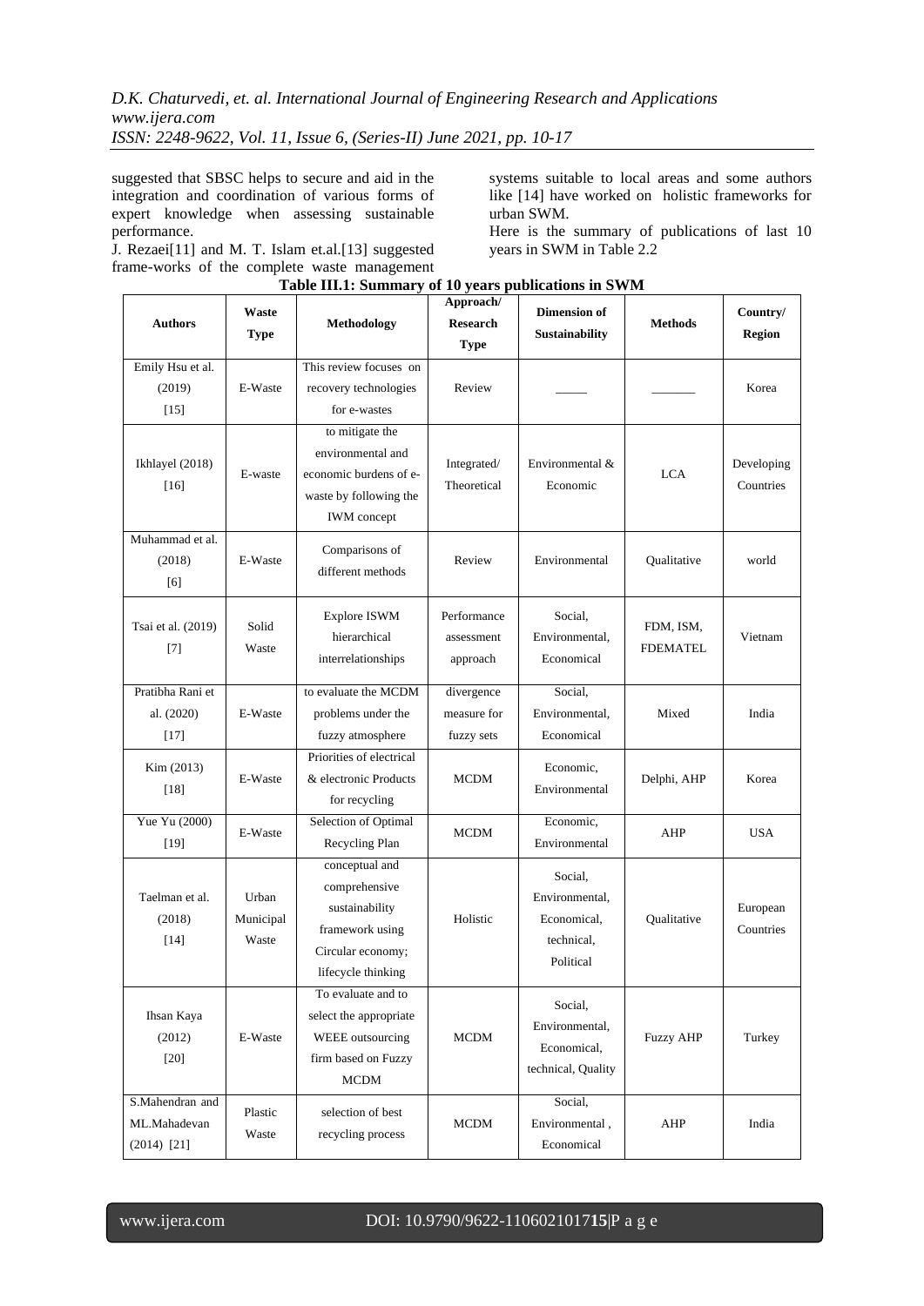suggested that SBSC helps to secure and aid in the integration and coordination of various forms of expert knowledge when assessing sustainable performance.

J. Rezaei[11] and M. T. Islam et.al.[13] suggested frame-works of the complete waste management systems suitable to local areas and some authors like [14] have worked on holistic frameworks for urban SWM.

Here is the summary of publications of last 10 years in SWM in Table 2.2

**Table III.1: Summary of 10 years publications in SWM**

| Authors | Waste Type | Methodology | Approach/ Research Type | Dimension of Sustainability | Methods | Country/ Region |
|---|---|---|---|---|---|---|
| Emily Hsu et al. (2019) [15] | E-Waste | This review focuses on recovery technologies for e-wastes | Review | _____ | _______ | Korea |
| Ikhlayel (2018) [16] | E-waste | to mitigate the environmental and economic burdens of e-waste by following the IWM concept | Integrated/ Theoretical | Environmental & Economic | LCA | Developing Countries |
| Muhammad et al. (2018) [6] | E-Waste | Comparisons of different methods | Review | Environmental | Qualitative | world |
| Tsai et al. (2019) [7] | Solid Waste | Explore ISWM hierarchical interrelationships | Performance assessment approach | Social, Environmental, Economical | FDM, ISM, FDEMATEL | Vietnam |
| Pratibha Rani et al. (2020) [17] | E-Waste | to evaluate the MCDM problems under the fuzzy atmosphere | divergence measure for fuzzy sets | Social, Environmental, Economical | Mixed | India |
| Kim (2013) [18] | E-Waste | Priorities of electrical & electronic Products for recycling | MCDM | Economic, Environmental | Delphi, AHP | Korea |
| Yue Yu (2000) [19] | E-Waste | Selection of Optimal Recycling Plan | MCDM | Economic, Environmental | AHP | USA |
| Taelman et al. (2018) [14] | Urban Municipal Waste | conceptual and comprehensive sustainability framework using Circular economy; lifecycle thinking | Holistic | Social, Environmental, Economical, technical, Political | Qualitative | European Countries |
| Ihsan Kaya (2012) [20] | E-Waste | To evaluate and to select the appropriate WEEE outsourcing firm based on Fuzzy MCDM | MCDM | Social, Environmental, Economical, technical, Quality | Fuzzy AHP | Turkey |
| S.Mahendran and ML.Mahadevan (2014) [21] | Plastic Waste | selection of best recycling process | MCDM | Social, Environmental , Economical | AHP | India |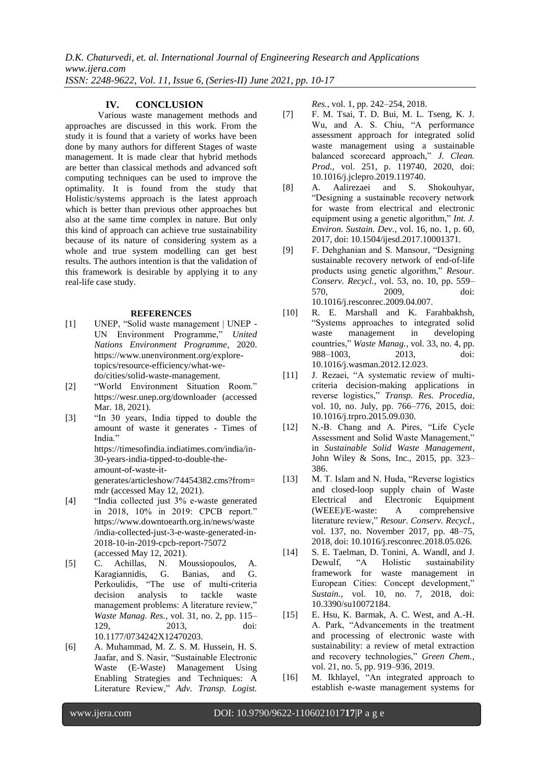## IV. CONCLUSION

Various waste management methods and approaches are discussed in this work. From the study it is found that a variety of works have been done by many authors for different Stages of waste management. It is made clear that hybrid methods are better than classical methods and advanced soft computing techniques can be used to improve the optimality. It is found from the study that Holistic/systems approach is the latest approach which is better than previous other approaches but also at the same time complex in nature. But only this kind of approach can achieve true sustainability because of its nature of considering system as a whole and true system modelling can get best results. The authors intention is that the validation of this framework is desirable by applying it to any real-life case study.

### REFERENCES

[1] UNEP, "Solid waste management | UNEP - UN Environment Programme," *United Nations Environment Programme*, 2020. https://www.unenvironment.org/explore-topics/resource-efficiency/what-we-do/cities/solid-waste-management.

[2] "World Environment Situation Room." https://wesr.unep.org/downloader (accessed Mar. 18, 2021).

[3] "In 30 years, India tipped to double the amount of waste it generates - Times of India." https://timesofindia.indiatimes.com/india/in-30-years-india-tipped-to-double-the-amount-of-waste-it-generates/articleshow/74454382.cms?from=mdr (accessed May 12, 2021).

[4] "India collected just 3% e-waste generated in 2018, 10% in 2019: CPCB report." https://www.downtoearth.org.in/news/waste/india-collected-just-3-e-waste-generated-in-2018-10-in-2019-cpcb-report-75072 (accessed May 12, 2021).

[5] C. Achillas, N. Moussiopoulos, A. Karagiannidis, G. Banias, and G. Perkoulidis, "The use of multi-criteria decision analysis to tackle waste management problems: A literature review," *Waste Manag. Res.*, vol. 31, no. 2, pp. 115–129, 2013, doi: 10.1177/0734242X12470203.

[6] A. Muhammad, M. Z. S. M. Hussein, H. S. Jaafar, and S. Nasir, "Sustainable Electronic Waste (E-Waste) Management Using Enabling Strategies and Techniques: A Literature Review," *Adv. Transp. Logist. Res.*, vol. 1, pp. 242–254, 2018.

[7] F. M. Tsai, T. D. Bui, M. L. Tseng, K. J. Wu, and A. S. Chiu, "A performance assessment approach for integrated solid waste management using a sustainable balanced scorecard approach," *J. Clean. Prod.*, vol. 251, p. 119740, 2020, doi: 10.1016/j.jclepro.2019.119740.

[8] A. Aalirezaei and S. Shokouhyar, "Designing a sustainable recovery network for waste from electrical and electronic equipment using a genetic algorithm," *Int. J. Environ. Sustain. Dev.*, vol. 16, no. 1, p. 60, 2017, doi: 10.1504/ijesd.2017.10001371.

[9] F. Dehghanian and S. Mansour, "Designing sustainable recovery network of end-of-life products using genetic algorithm," *Resour. Conserv. Recycl.*, vol. 53, no. 10, pp. 559–570, 2009, doi: 10.1016/j.resconrec.2009.04.007.

[10] R. E. Marshall and K. Farahbakhsh, "Systems approaches to integrated solid waste management in developing countries," *Waste Manag.*, vol. 33, no. 4, pp. 988–1003, 2013, doi: 10.1016/j.wasman.2012.12.023.

[11] J. Rezaei, "A systematic review of multi-criteria decision-making applications in reverse logistics," *Transp. Res. Procedia*, vol. 10, no. July, pp. 766–776, 2015, doi: 10.1016/j.trpro.2015.09.030.

[12] N.-B. Chang and A. Pires, "Life Cycle Assessment and Solid Waste Management," in *Sustainable Solid Waste Management*, John Wiley & Sons, Inc., 2015, pp. 323–386.

[13] M. T. Islam and N. Huda, "Reverse logistics and closed-loop supply chain of Waste Electrical and Electronic Equipment (WEEE)/E-waste: A comprehensive literature review," *Resour. Conserv. Recycl.*, vol. 137, no. November 2017, pp. 48–75, 2018, doi: 10.1016/j.resconrec.2018.05.026.

[14] S. E. Taelman, D. Tonini, A. Wandl, and J. Dewulf, "A Holistic sustainability framework for waste management in European Cities: Concept development," *Sustain.*, vol. 10, no. 7, 2018, doi: 10.3390/su10072184.

[15] E. Hsu, K. Barmak, A. C. West, and A.-H. A. Park, "Advancements in the treatment and processing of electronic waste with sustainability: a review of metal extraction and recovery technologies," *Green Chem.*, vol. 21, no. 5, pp. 919–936, 2019.

[16] M. Ikhlayel, "An integrated approach to establish e-waste management systems for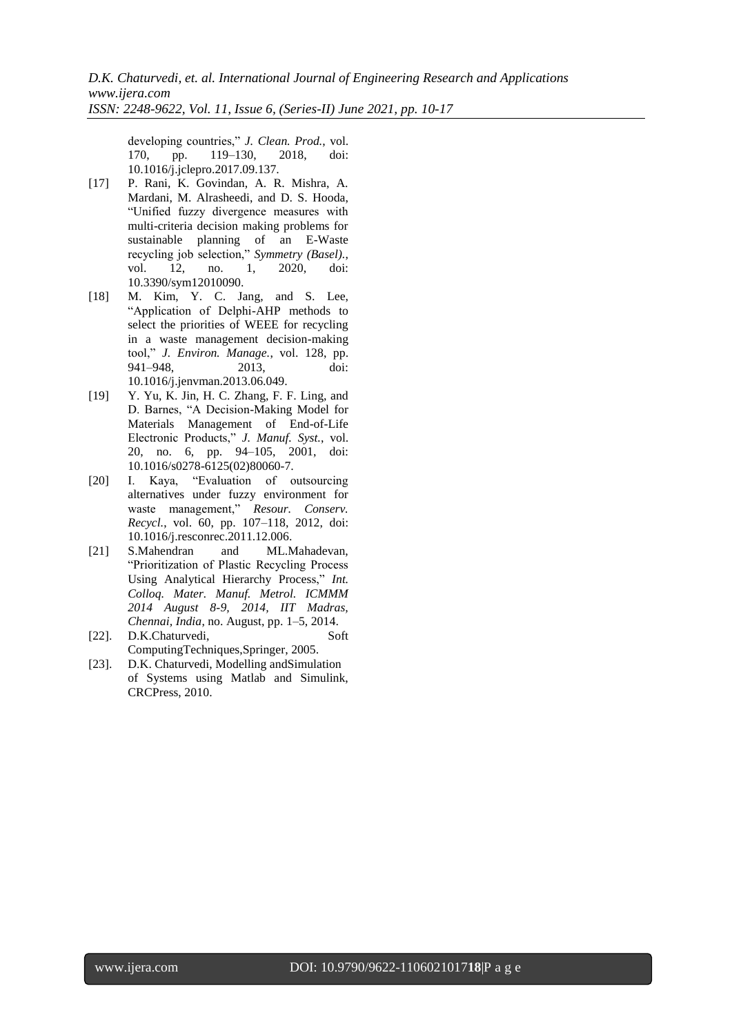developing countries," *J. Clean. Prod.*, vol. 170, pp. 119–130, 2018, doi: 10.1016/j.jclepro.2017.09.137.

[17] P. Rani, K. Govindan, A. R. Mishra, A. Mardani, M. Alrasheedi, and D. S. Hooda, "Unified fuzzy divergence measures with multi-criteria decision making problems for sustainable planning of an E-Waste recycling job selection," *Symmetry (Basel).*, vol. 12, no. 1, 2020, doi: 10.3390/sym12010090.

[18] M. Kim, Y. C. Jang, and S. Lee, "Application of Delphi-AHP methods to select the priorities of WEEE for recycling in a waste management decision-making tool," *J. Environ. Manage.*, vol. 128, pp. 941–948, 2013, doi: 10.1016/j.jenvman.2013.06.049.

[19] Y. Yu, K. Jin, H. C. Zhang, F. F. Ling, and D. Barnes, "A Decision-Making Model for Materials Management of End-of-Life Electronic Products," *J. Manuf. Syst.*, vol. 20, no. 6, pp. 94–105, 2001, doi: 10.1016/s0278-6125(02)80060-7.

[20] I. Kaya, "Evaluation of outsourcing alternatives under fuzzy environment for waste management," *Resour. Conserv. Recycl.*, vol. 60, pp. 107–118, 2012, doi: 10.1016/j.resconrec.2011.12.006.

[21] S.Mahendran and ML.Mahadevan, "Prioritization of Plastic Recycling Process Using Analytical Hierarchy Process," *Int. Colloq. Mater. Manuf. Metrol. ICMMM 2014 August 8-9, 2014, IIT Madras, Chennai, India*, no. August, pp. 1–5, 2014.

[22]. D.K.Chaturvedi, Soft ComputingTechniques,Springer, 2005.

[23]. D.K. Chaturvedi, Modelling andSimulation of Systems using Matlab and Simulink, CRCPress, 2010.